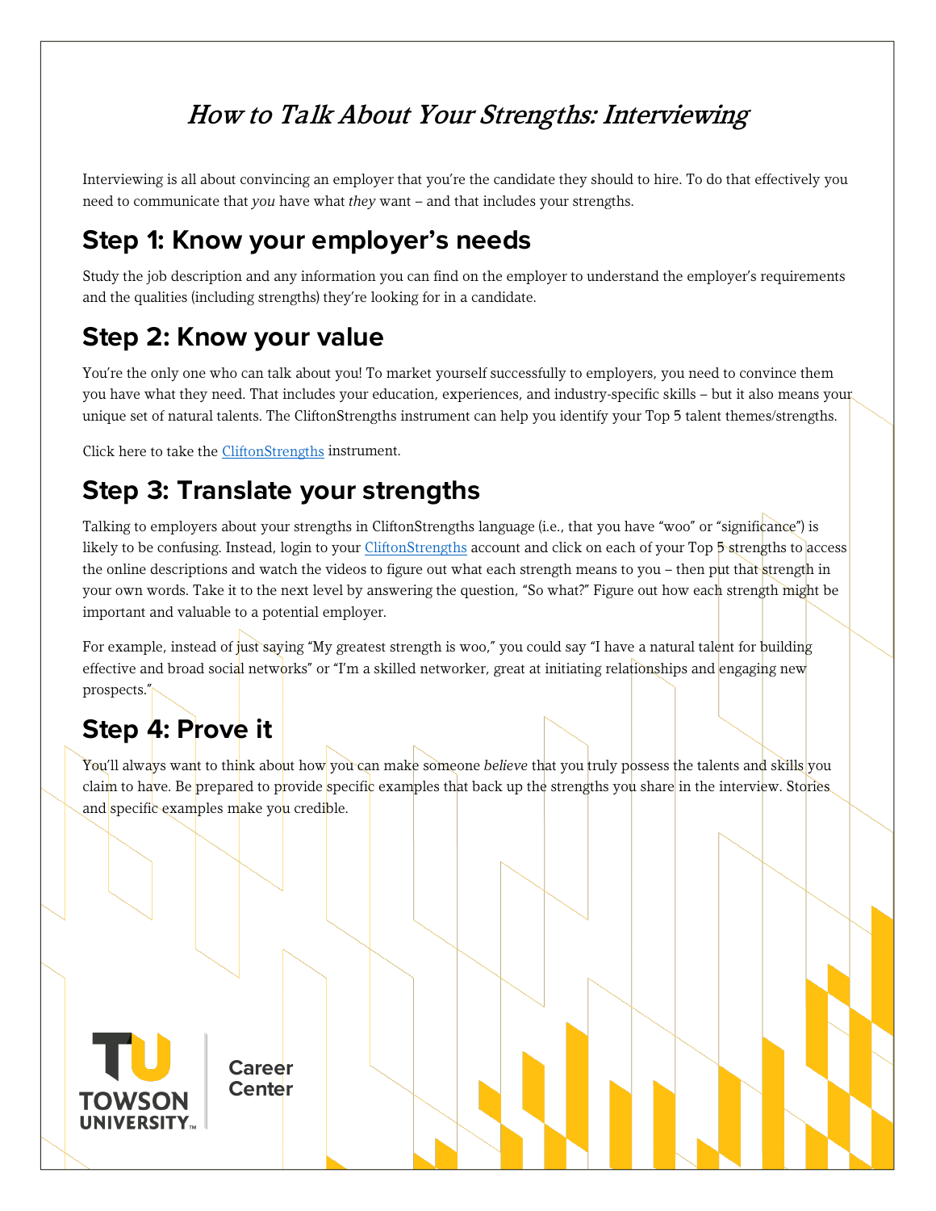# *How to Talk About Your Strengths: Interviewing*

Interviewing is all about convincing an employer that you're the candidate they should to hire. To do that effectively you need to communicate that *you* have what *they* want – and that includes your strengths.

## Step 1: Know your employer's needs

Study the job description and any information you can find on the employer to understand the employer's requirements and the qualities (including strengths) they're looking for in a candidate.

## Step 2: Know your value

You're the only one who can talk about you! To market yourself successfully to employers, you need to convince them you have what they need. That includes your education, experiences, and industry-specific skills – but it also means your unique set of natural talents. The CliftonStrengths instrument can help you identify your Top 5 talent themes/strengths.

Click here to take the CliftonStrengths instrument.

## Step 3: Translate your strengths

Talking to employers about your strengths in CliftonStrengths language (i.e., that you have "woo" or "significance") is likely to be confusing. Instead, login to your CliftonStrengths account and click on each of your Top 5 strengths to access the online descriptions and watch the videos to figure out what each strength means to you – then put that strength in your own words. Take it to the next level by answering the question, "So what?" Figure out how each strength might be important and valuable to a potential employer.

For example, instead of just saying "My greatest strength is woo," you could say "I have a natural talent for building effective and broad social networks" or "I'm a skilled networker, great at initiating relationships and engaging new prospects."

## Step 4: Prove it

You'll always want to think about how you can make someone *believe* that you truly possess the talents and skills you claim to have. Be prepared to provide specific examples that back up the strengths you share in the interview. Stories and specific examples make you credible.

TOWSON UNIVERSITY Career Center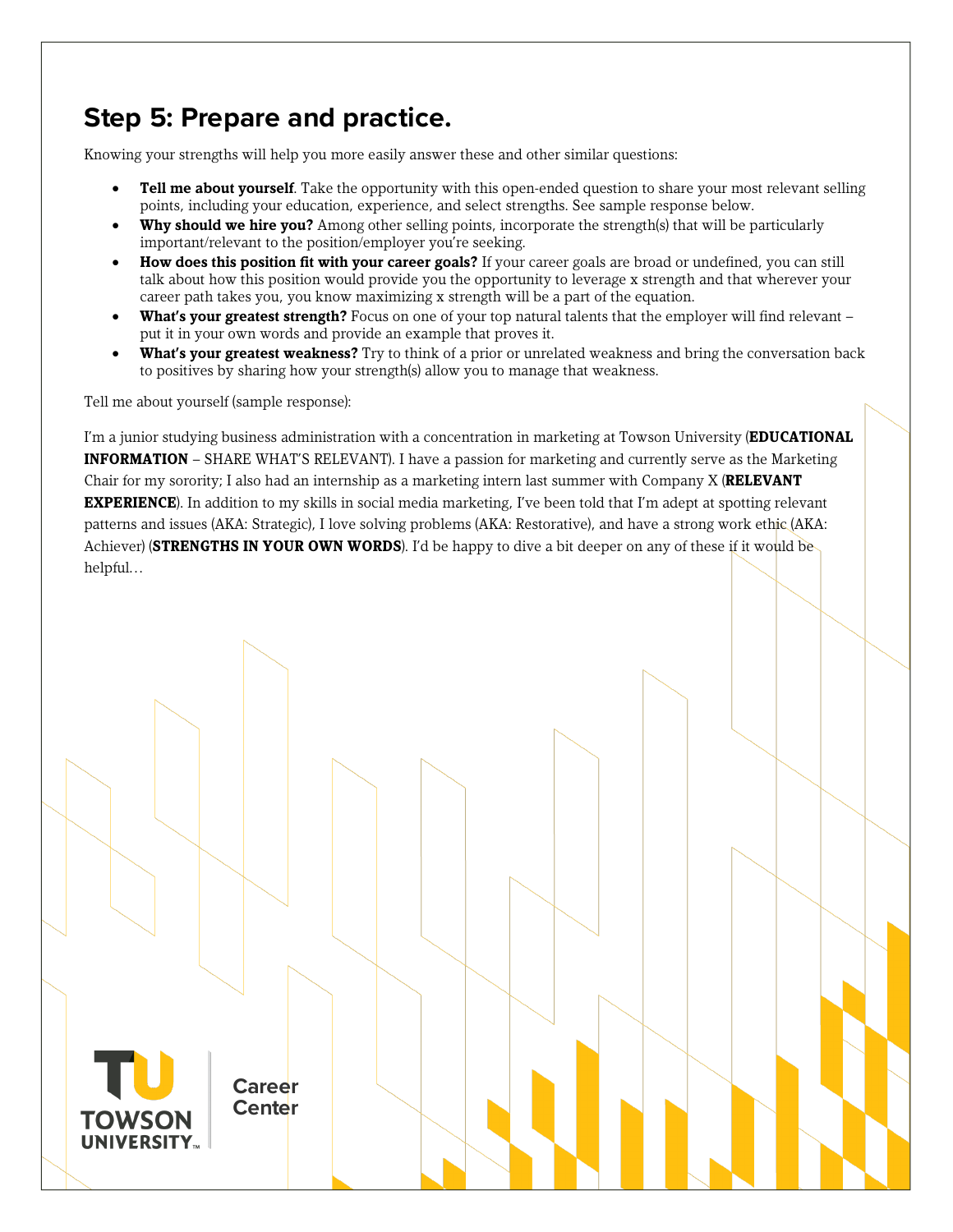## Step 5: Prepare and practice.

Knowing your strengths will help you more easily answer these and other similar questions:

- **Tell me about yourself**. Take the opportunity with this open-ended question to share your most relevant selling points, including your education, experience, and select strengths. See sample response below.
- **Why should we hire you?** Among other selling points, incorporate the strength(s) that will be particularly important/relevant to the position/employer you're seeking.
- **How does this position fit with your career goals?** If your career goals are broad or undefined, you can still talk about how this position would provide you the opportunity to leverage x strength and that wherever your career path takes you, you know maximizing x strength will be a part of the equation.
- **What's your greatest strength?** Focus on one of your top natural talents that the employer will find relevant – put it in your own words and provide an example that proves it.
- **What's your greatest weakness?** Try to think of a prior or unrelated weakness and bring the conversation back to positives by sharing how your strength(s) allow you to manage that weakness.

Tell me about yourself (sample response):

I'm a junior studying business administration with a concentration in marketing at Towson University (**EDUCATIONAL INFORMATION** – SHARE WHAT'S RELEVANT). I have a passion for marketing and currently serve as the Marketing Chair for my sorority; I also had an internship as a marketing intern last summer with Company X (**RELEVANT EXPERIENCE**). In addition to my skills in social media marketing, I've been told that I'm adept at spotting relevant patterns and issues (AKA: Strategic), I love solving problems (AKA: Restorative), and have a strong work ethic (AKA: Achiever) (**STRENGTHS IN YOUR OWN WORDS**). I'd be happy to dive a bit deeper on any of these if it would be helpful…

TOWSON UNIVERSITY Career Center